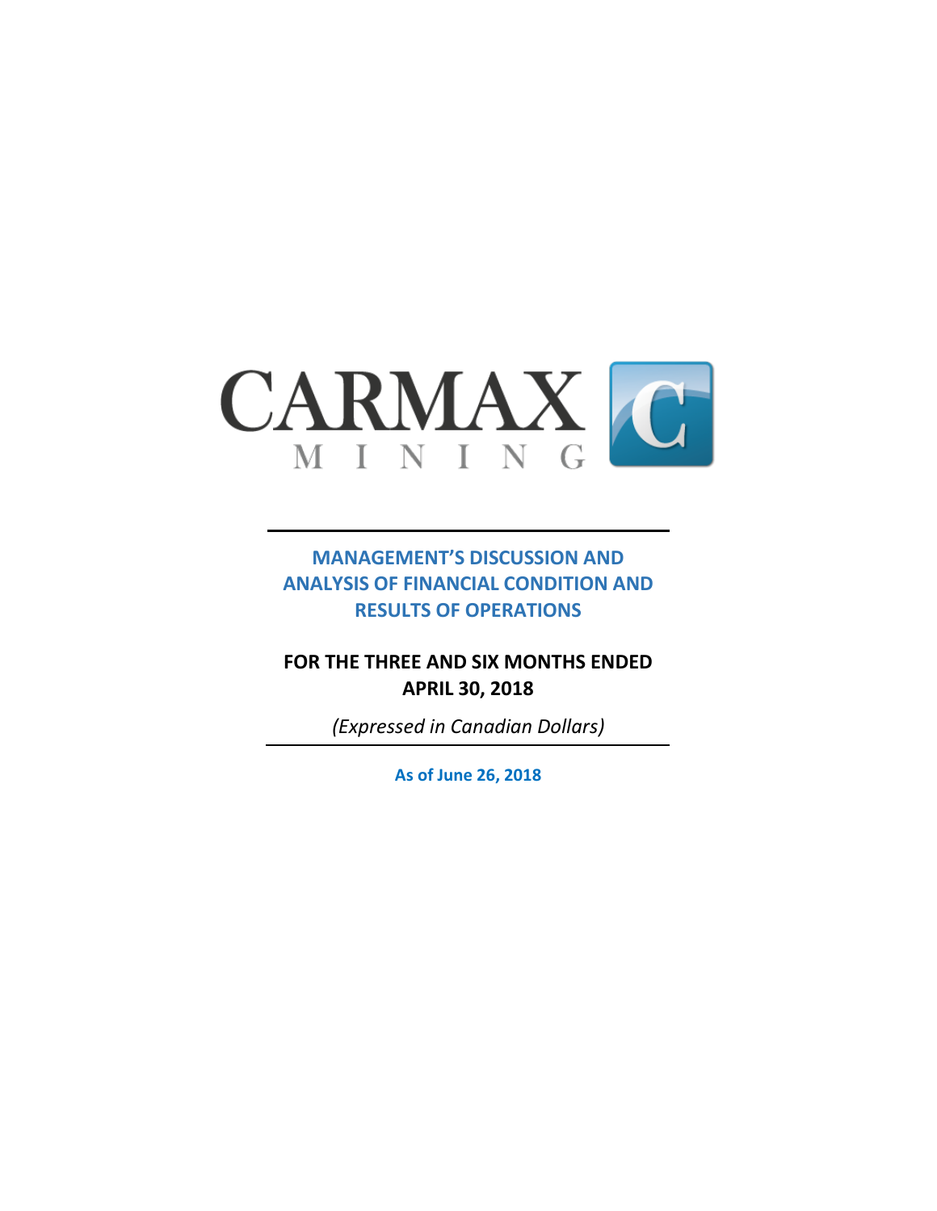CARMAX MINING

# MANAGEMENT'S DISCUSSION AND ANALYSIS OF FINANCIAL CONDITION AND RESULTS OF OPERATIONS

**FOR THE THREE AND SIX MONTHS ENDED APRIL 30, 2018**

*(Expressed in Canadian Dollars)*

**As of June 26, 2018**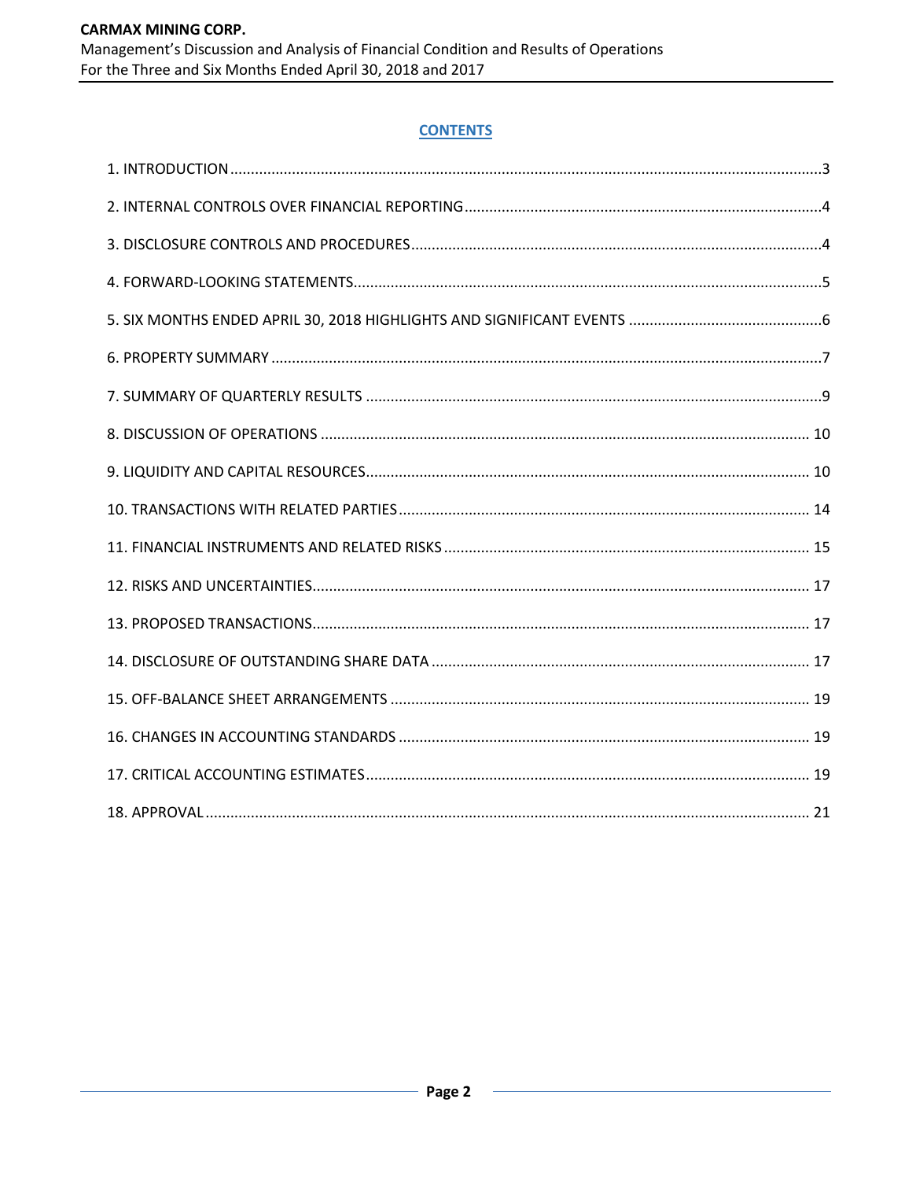## CONTENTS

1. INTRODUCTION .......... 3
2. INTERNAL CONTROLS OVER FINANCIAL REPORTING .......... 4
3. DISCLOSURE CONTROLS AND PROCEDURES .......... 4
4. FORWARD-LOOKING STATEMENTS .......... 5
5. SIX MONTHS ENDED APRIL 30, 2018 HIGHLIGHTS AND SIGNIFICANT EVENTS .......... 6
6. PROPERTY SUMMARY .......... 7
7. SUMMARY OF QUARTERLY RESULTS .......... 9
8. DISCUSSION OF OPERATIONS .......... 10
9. LIQUIDITY AND CAPITAL RESOURCES .......... 10
10. TRANSACTIONS WITH RELATED PARTIES .......... 14
11. FINANCIAL INSTRUMENTS AND RELATED RISKS .......... 15
12. RISKS AND UNCERTAINTIES .......... 17
13. PROPOSED TRANSACTIONS .......... 17
14. DISCLOSURE OF OUTSTANDING SHARE DATA .......... 17
15. OFF-BALANCE SHEET ARRANGEMENTS .......... 19
16. CHANGES IN ACCOUNTING STANDARDS .......... 19
17. CRITICAL ACCOUNTING ESTIMATES .......... 19
18. APPROVAL .......... 21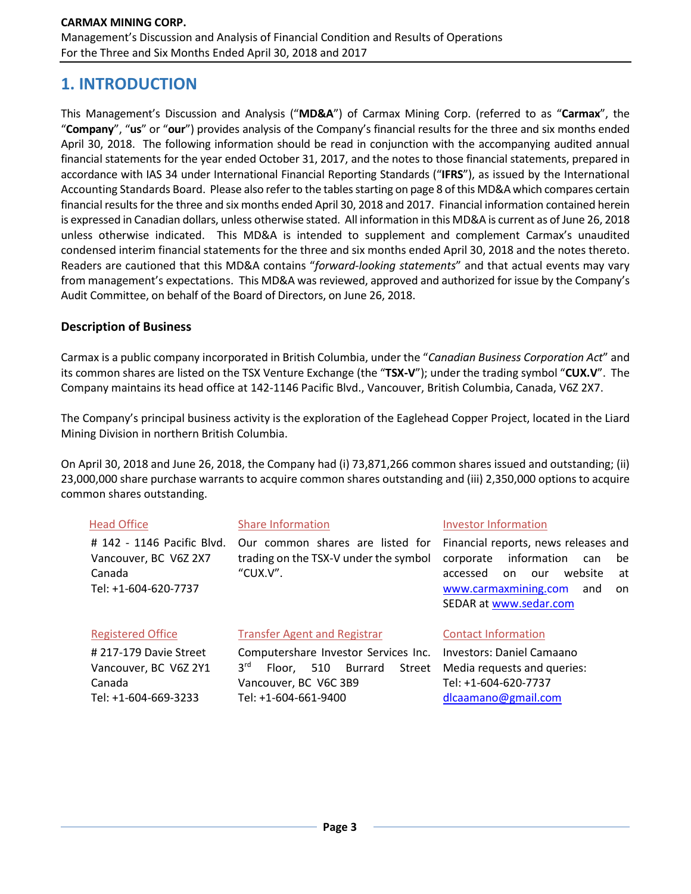# 1. INTRODUCTION

This Management's Discussion and Analysis ("**MD&A**") of Carmax Mining Corp. (referred to as "**Carmax**", the "**Company**", "**us**" or "**our**") provides analysis of the Company's financial results for the three and six months ended April 30, 2018. The following information should be read in conjunction with the accompanying audited annual financial statements for the year ended October 31, 2017, and the notes to those financial statements, prepared in accordance with IAS 34 under International Financial Reporting Standards ("**IFRS**"), as issued by the International Accounting Standards Board. Please also refer to the tables starting on page 8 of this MD&A which compares certain financial results for the three and six months ended April 30, 2018 and 2017. Financial information contained herein is expressed in Canadian dollars, unless otherwise stated. All information in this MD&A is current as of June 26, 2018 unless otherwise indicated. This MD&A is intended to supplement and complement Carmax's unaudited condensed interim financial statements for the three and six months ended April 30, 2018 and the notes thereto. Readers are cautioned that this MD&A contains "*forward-looking statements*" and that actual events may vary from management's expectations. This MD&A was reviewed, approved and authorized for issue by the Company's Audit Committee, on behalf of the Board of Directors, on June 26, 2018.

### Description of Business

Carmax is a public company incorporated in British Columbia, under the "*Canadian Business Corporation Act*" and its common shares are listed on the TSX Venture Exchange (the "**TSX-V**"); under the trading symbol "**CUX.V**". The Company maintains its head office at 142-1146 Pacific Blvd., Vancouver, British Columbia, Canada, V6Z 2X7.

The Company's principal business activity is the exploration of the Eaglehead Copper Project, located in the Liard Mining Division in northern British Columbia.

On April 30, 2018 and June 26, 2018, the Company had (i) 73,871,266 common shares issued and outstanding; (ii) 23,000,000 share purchase warrants to acquire common shares outstanding and (iii) 2,350,000 options to acquire common shares outstanding.

| Head Office | Share Information | Investor Information |
|---|---|---|
| # 142 - 1146 Pacific Blvd.<br>Vancouver, BC V6Z 2X7<br>Canada<br>Tel: +1-604-620-7737 | Our common shares are listed for trading on the TSX-V under the symbol "CUX.V". | Financial reports, news releases and corporate information can be accessed on our website at www.carmaxmining.com and on SEDAR at www.sedar.com |
| **Registered Office** | **Transfer Agent and Registrar** | **Contact Information** |
| # 217-179 Davie Street<br>Vancouver, BC V6Z 2Y1<br>Canada<br>Tel: +1-604-669-3233 | Computershare Investor Services Inc.<br>3rd Floor, 510 Burrard Street<br>Vancouver, BC V6C 3B9<br>Tel: +1-604-661-9400 | Investors: Daniel Camaano<br>Media requests and queries:<br>Tel: +1-604-620-7737<br>dlcaamano@gmail.com |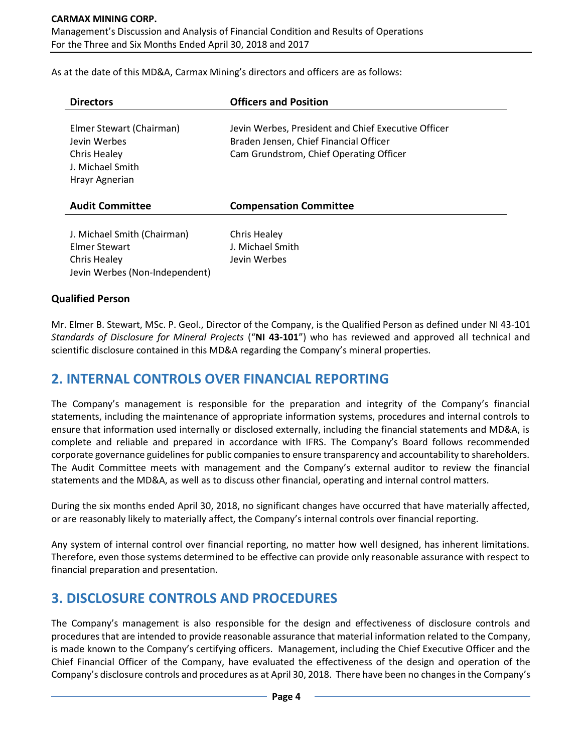As at the date of this MD&A, Carmax Mining's directors and officers are as follows:

| Directors | Officers and Position |
| --- | --- |
| Elmer Stewart (Chairman) | Jevin Werbes, President and Chief Executive Officer |
| Jevin Werbes | Braden Jensen, Chief Financial Officer |
| Chris Healey | Cam Grundstrom, Chief Operating Officer |
| J. Michael Smith | |
| Hrayr Agnerian | |

| Audit Committee | Compensation Committee |
| --- | --- |
| J. Michael Smith (Chairman) | Chris Healey |
| Elmer Stewart | J. Michael Smith |
| Chris Healey | Jevin Werbes |
| Jevin Werbes (Non-Independent) | |

### Qualified Person

Mr. Elmer B. Stewart, MSc. P. Geol., Director of the Company, is the Qualified Person as defined under NI 43-101 *Standards of Disclosure for Mineral Projects* ("**NI 43-101**") who has reviewed and approved all technical and scientific disclosure contained in this MD&A regarding the Company's mineral properties.

## 2. INTERNAL CONTROLS OVER FINANCIAL REPORTING

The Company's management is responsible for the preparation and integrity of the Company's financial statements, including the maintenance of appropriate information systems, procedures and internal controls to ensure that information used internally or disclosed externally, including the financial statements and MD&A, is complete and reliable and prepared in accordance with IFRS. The Company's Board follows recommended corporate governance guidelines for public companies to ensure transparency and accountability to shareholders. The Audit Committee meets with management and the Company's external auditor to review the financial statements and the MD&A, as well as to discuss other financial, operating and internal control matters.

During the six months ended April 30, 2018, no significant changes have occurred that have materially affected, or are reasonably likely to materially affect, the Company's internal controls over financial reporting.

Any system of internal control over financial reporting, no matter how well designed, has inherent limitations. Therefore, even those systems determined to be effective can provide only reasonable assurance with respect to financial preparation and presentation.

## 3. DISCLOSURE CONTROLS AND PROCEDURES

The Company's management is also responsible for the design and effectiveness of disclosure controls and procedures that are intended to provide reasonable assurance that material information related to the Company, is made known to the Company's certifying officers. Management, including the Chief Executive Officer and the Chief Financial Officer of the Company, have evaluated the effectiveness of the design and operation of the Company's disclosure controls and procedures as at April 30, 2018. There have been no changes in the Company's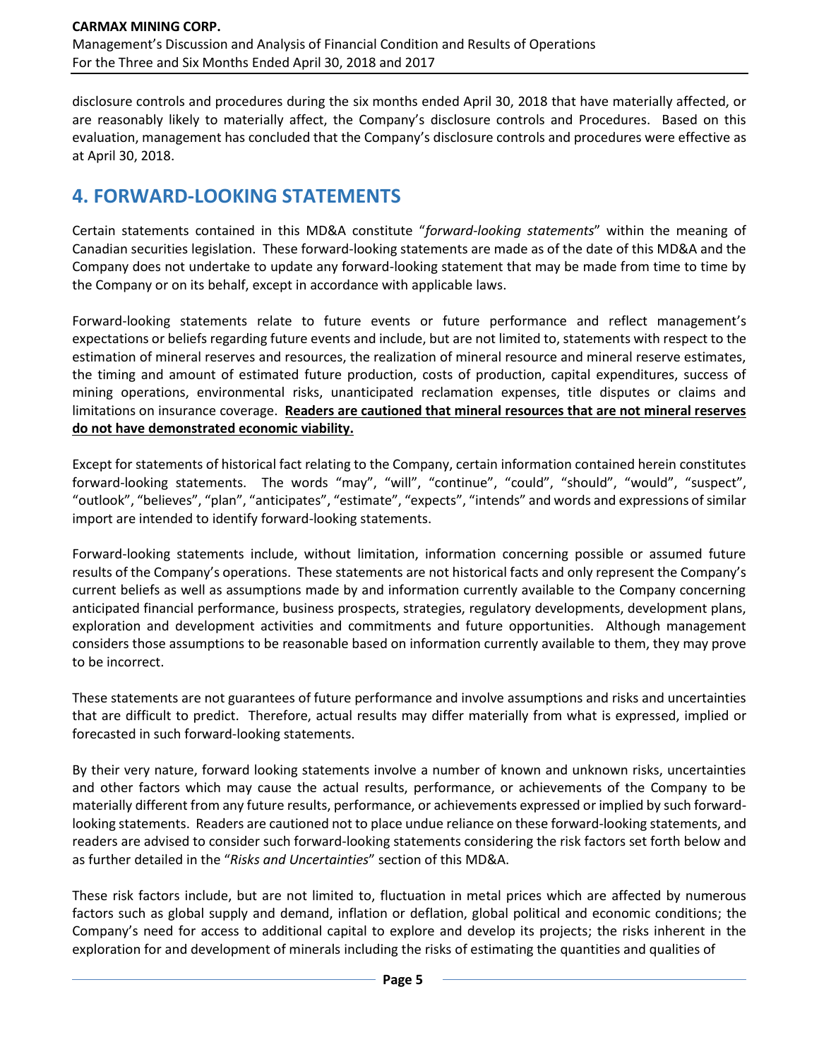disclosure controls and procedures during the six months ended April 30, 2018 that have materially affected, or are reasonably likely to materially affect, the Company's disclosure controls and Procedures. Based on this evaluation, management has concluded that the Company's disclosure controls and procedures were effective as at April 30, 2018.

# 4. FORWARD-LOOKING STATEMENTS

Certain statements contained in this MD&A constitute "*forward-looking statements*" within the meaning of Canadian securities legislation. These forward-looking statements are made as of the date of this MD&A and the Company does not undertake to update any forward-looking statement that may be made from time to time by the Company or on its behalf, except in accordance with applicable laws.

Forward-looking statements relate to future events or future performance and reflect management's expectations or beliefs regarding future events and include, but are not limited to, statements with respect to the estimation of mineral reserves and resources, the realization of mineral resource and mineral reserve estimates, the timing and amount of estimated future production, costs of production, capital expenditures, success of mining operations, environmental risks, unanticipated reclamation expenses, title disputes or claims and limitations on insurance coverage. **Readers are cautioned that mineral resources that are not mineral reserves do not have demonstrated economic viability.**

Except for statements of historical fact relating to the Company, certain information contained herein constitutes forward-looking statements. The words "may", "will", "continue", "could", "should", "would", "suspect", "outlook", "believes", "plan", "anticipates", "estimate", "expects", "intends" and words and expressions of similar import are intended to identify forward-looking statements.

Forward-looking statements include, without limitation, information concerning possible or assumed future results of the Company's operations. These statements are not historical facts and only represent the Company's current beliefs as well as assumptions made by and information currently available to the Company concerning anticipated financial performance, business prospects, strategies, regulatory developments, development plans, exploration and development activities and commitments and future opportunities. Although management considers those assumptions to be reasonable based on information currently available to them, they may prove to be incorrect.

These statements are not guarantees of future performance and involve assumptions and risks and uncertainties that are difficult to predict. Therefore, actual results may differ materially from what is expressed, implied or forecasted in such forward-looking statements.

By their very nature, forward looking statements involve a number of known and unknown risks, uncertainties and other factors which may cause the actual results, performance, or achievements of the Company to be materially different from any future results, performance, or achievements expressed or implied by such forward-looking statements. Readers are cautioned not to place undue reliance on these forward-looking statements, and readers are advised to consider such forward-looking statements considering the risk factors set forth below and as further detailed in the "*Risks and Uncertainties*" section of this MD&A.

These risk factors include, but are not limited to, fluctuation in metal prices which are affected by numerous factors such as global supply and demand, inflation or deflation, global political and economic conditions; the Company's need for access to additional capital to explore and develop its projects; the risks inherent in the exploration for and development of minerals including the risks of estimating the quantities and qualities of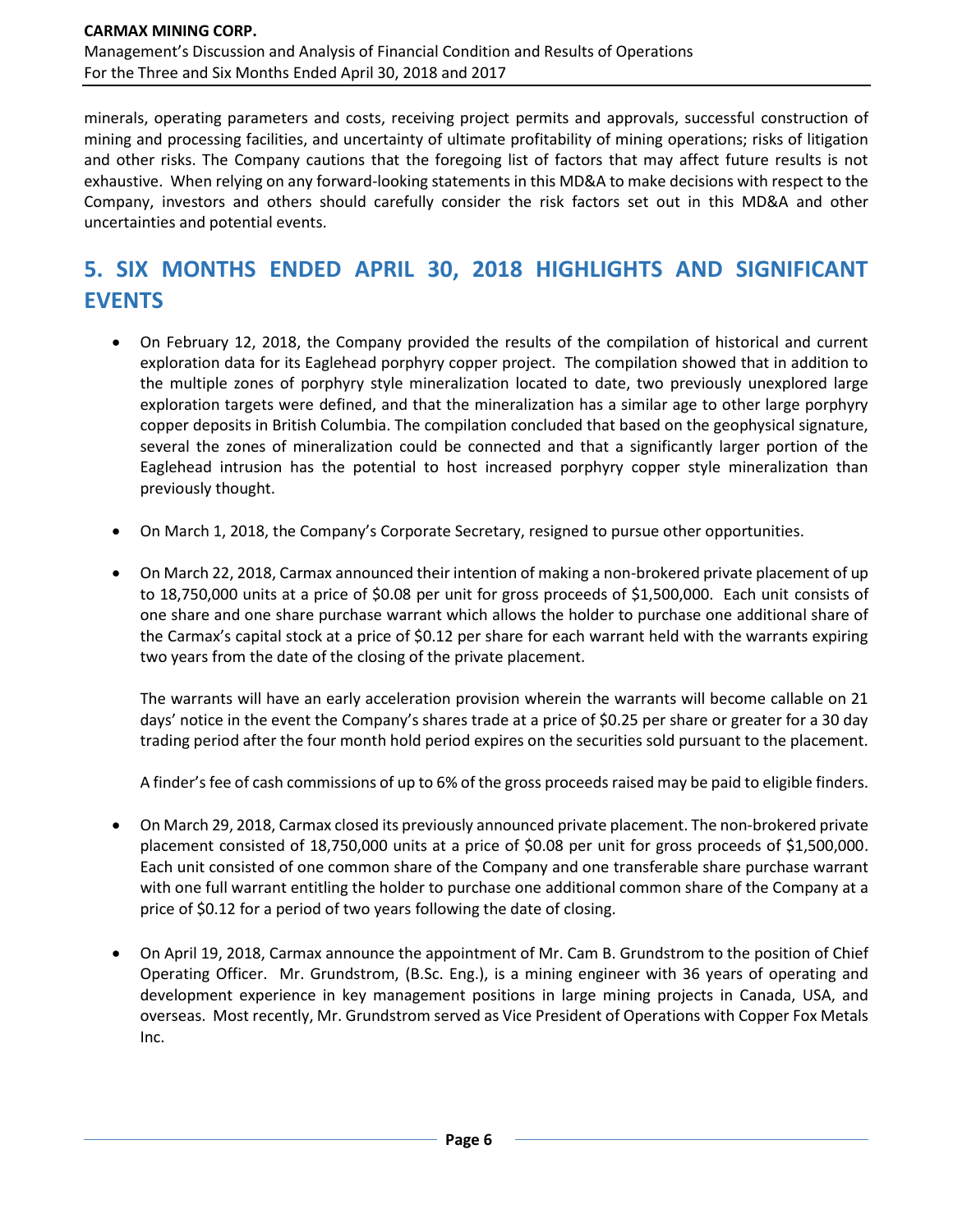minerals, operating parameters and costs, receiving project permits and approvals, successful construction of mining and processing facilities, and uncertainty of ultimate profitability of mining operations; risks of litigation and other risks. The Company cautions that the foregoing list of factors that may affect future results is not exhaustive. When relying on any forward-looking statements in this MD&A to make decisions with respect to the Company, investors and others should carefully consider the risk factors set out in this MD&A and other uncertainties and potential events.

# 5. SIX MONTHS ENDED APRIL 30, 2018 HIGHLIGHTS AND SIGNIFICANT EVENTS

- On February 12, 2018, the Company provided the results of the compilation of historical and current exploration data for its Eaglehead porphyry copper project. The compilation showed that in addition to the multiple zones of porphyry style mineralization located to date, two previously unexplored large exploration targets were defined, and that the mineralization has a similar age to other large porphyry copper deposits in British Columbia. The compilation concluded that based on the geophysical signature, several the zones of mineralization could be connected and that a significantly larger portion of the Eaglehead intrusion has the potential to host increased porphyry copper style mineralization than previously thought.

- On March 1, 2018, the Company's Corporate Secretary, resigned to pursue other opportunities.

- On March 22, 2018, Carmax announced their intention of making a non-brokered private placement of up to 18,750,000 units at a price of $0.08 per unit for gross proceeds of $1,500,000. Each unit consists of one share and one share purchase warrant which allows the holder to purchase one additional share of the Carmax's capital stock at a price of $0.12 per share for each warrant held with the warrants expiring two years from the date of the closing of the private placement.

  The warrants will have an early acceleration provision wherein the warrants will become callable on 21 days' notice in the event the Company's shares trade at a price of $0.25 per share or greater for a 30 day trading period after the four month hold period expires on the securities sold pursuant to the placement.

  A finder's fee of cash commissions of up to 6% of the gross proceeds raised may be paid to eligible finders.

- On March 29, 2018, Carmax closed its previously announced private placement. The non-brokered private placement consisted of 18,750,000 units at a price of $0.08 per unit for gross proceeds of $1,500,000. Each unit consisted of one common share of the Company and one transferable share purchase warrant with one full warrant entitling the holder to purchase one additional common share of the Company at a price of $0.12 for a period of two years following the date of closing.

- On April 19, 2018, Carmax announce the appointment of Mr. Cam B. Grundstrom to the position of Chief Operating Officer. Mr. Grundstrom, (B.Sc. Eng.), is a mining engineer with 36 years of operating and development experience in key management positions in large mining projects in Canada, USA, and overseas. Most recently, Mr. Grundstrom served as Vice President of Operations with Copper Fox Metals Inc.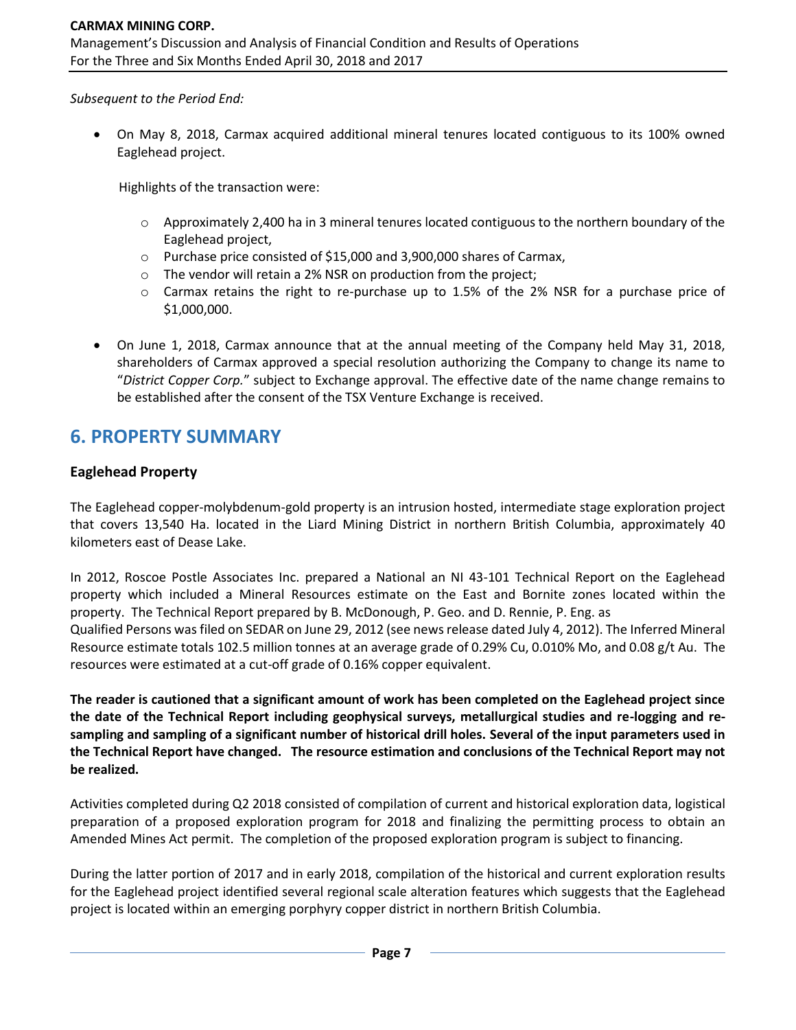*Subsequent to the Period End:*

- On May 8, 2018, Carmax acquired additional mineral tenures located contiguous to its 100% owned Eaglehead project.

  Highlights of the transaction were:

  - Approximately 2,400 ha in 3 mineral tenures located contiguous to the northern boundary of the Eaglehead project,
  - Purchase price consisted of $15,000 and 3,900,000 shares of Carmax,
  - The vendor will retain a 2% NSR on production from the project;
  - Carmax retains the right to re-purchase up to 1.5% of the 2% NSR for a purchase price of $1,000,000.

- On June 1, 2018, Carmax announce that at the annual meeting of the Company held May 31, 2018, shareholders of Carmax approved a special resolution authorizing the Company to change its name to "*District Copper Corp.*" subject to Exchange approval. The effective date of the name change remains to be established after the consent of the TSX Venture Exchange is received.

## 6. PROPERTY SUMMARY

### Eaglehead Property

The Eaglehead copper-molybdenum-gold property is an intrusion hosted, intermediate stage exploration project that covers 13,540 Ha. located in the Liard Mining District in northern British Columbia, approximately 40 kilometers east of Dease Lake.

In 2012, Roscoe Postle Associates Inc. prepared a National an NI 43-101 Technical Report on the Eaglehead property which included a Mineral Resources estimate on the East and Bornite zones located within the property. The Technical Report prepared by B. McDonough, P. Geo. and D. Rennie, P. Eng. as Qualified Persons was filed on SEDAR on June 29, 2012 (see news release dated July 4, 2012). The Inferred Mineral Resource estimate totals 102.5 million tonnes at an average grade of 0.29% Cu, 0.010% Mo, and 0.08 g/t Au. The resources were estimated at a cut-off grade of 0.16% copper equivalent.

**The reader is cautioned that a significant amount of work has been completed on the Eaglehead project since the date of the Technical Report including geophysical surveys, metallurgical studies and re-logging and re-sampling and sampling of a significant number of historical drill holes. Several of the input parameters used in the Technical Report have changed. The resource estimation and conclusions of the Technical Report may not be realized.**

Activities completed during Q2 2018 consisted of compilation of current and historical exploration data, logistical preparation of a proposed exploration program for 2018 and finalizing the permitting process to obtain an Amended Mines Act permit. The completion of the proposed exploration program is subject to financing.

During the latter portion of 2017 and in early 2018, compilation of the historical and current exploration results for the Eaglehead project identified several regional scale alteration features which suggests that the Eaglehead project is located within an emerging porphyry copper district in northern British Columbia.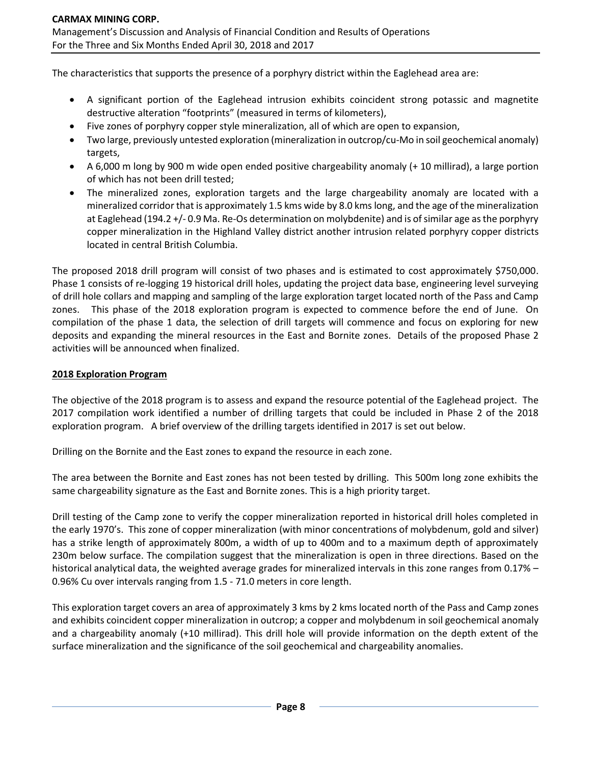The characteristics that supports the presence of a porphyry district within the Eaglehead area are:

- A significant portion of the Eaglehead intrusion exhibits coincident strong potassic and magnetite destructive alteration "footprints" (measured in terms of kilometers),
- Five zones of porphyry copper style mineralization, all of which are open to expansion,
- Two large, previously untested exploration (mineralization in outcrop/cu-Mo in soil geochemical anomaly) targets,
- A 6,000 m long by 900 m wide open ended positive chargeability anomaly (+ 10 millirad), a large portion of which has not been drill tested;
- The mineralized zones, exploration targets and the large chargeability anomaly are located with a mineralized corridor that is approximately 1.5 kms wide by 8.0 kms long, and the age of the mineralization at Eaglehead (194.2 +/- 0.9 Ma. Re-Os determination on molybdenite) and is of similar age as the porphyry copper mineralization in the Highland Valley district another intrusion related porphyry copper districts located in central British Columbia.

The proposed 2018 drill program will consist of two phases and is estimated to cost approximately $750,000. Phase 1 consists of re-logging 19 historical drill holes, updating the project data base, engineering level surveying of drill hole collars and mapping and sampling of the large exploration target located north of the Pass and Camp zones. This phase of the 2018 exploration program is expected to commence before the end of June. On compilation of the phase 1 data, the selection of drill targets will commence and focus on exploring for new deposits and expanding the mineral resources in the East and Bornite zones. Details of the proposed Phase 2 activities will be announced when finalized.

## 2018 Exploration Program

The objective of the 2018 program is to assess and expand the resource potential of the Eaglehead project. The 2017 compilation work identified a number of drilling targets that could be included in Phase 2 of the 2018 exploration program. A brief overview of the drilling targets identified in 2017 is set out below.

Drilling on the Bornite and the East zones to expand the resource in each zone.

The area between the Bornite and East zones has not been tested by drilling. This 500m long zone exhibits the same chargeability signature as the East and Bornite zones. This is a high priority target.

Drill testing of the Camp zone to verify the copper mineralization reported in historical drill holes completed in the early 1970's. This zone of copper mineralization (with minor concentrations of molybdenum, gold and silver) has a strike length of approximately 800m, a width of up to 400m and to a maximum depth of approximately 230m below surface. The compilation suggest that the mineralization is open in three directions. Based on the historical analytical data, the weighted average grades for mineralized intervals in this zone ranges from 0.17% – 0.96% Cu over intervals ranging from 1.5 - 71.0 meters in core length.

This exploration target covers an area of approximately 3 kms by 2 kms located north of the Pass and Camp zones and exhibits coincident copper mineralization in outcrop; a copper and molybdenum in soil geochemical anomaly and a chargeability anomaly (+10 millirad). This drill hole will provide information on the depth extent of the surface mineralization and the significance of the soil geochemical and chargeability anomalies.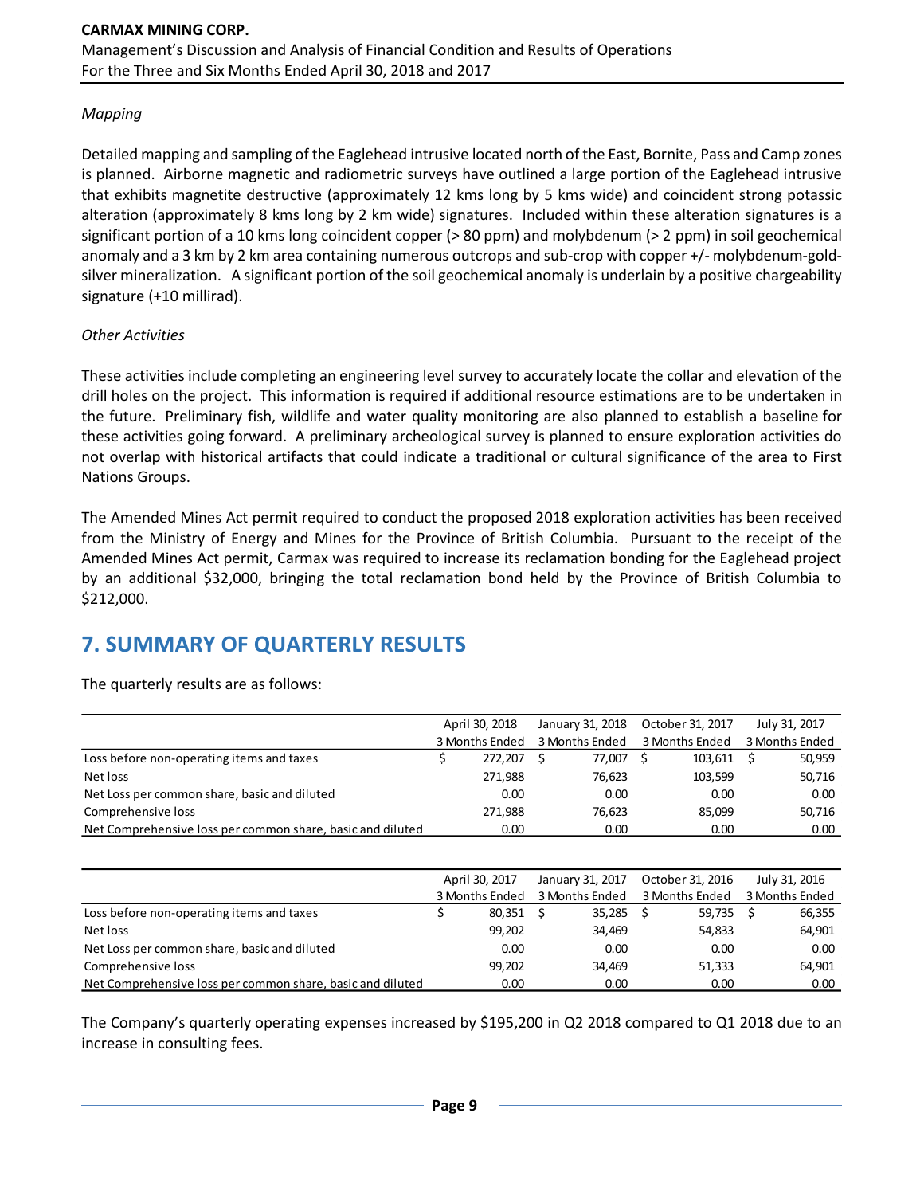*Mapping*

Detailed mapping and sampling of the Eaglehead intrusive located north of the East, Bornite, Pass and Camp zones is planned. Airborne magnetic and radiometric surveys have outlined a large portion of the Eaglehead intrusive that exhibits magnetite destructive (approximately 12 kms long by 5 kms wide) and coincident strong potassic alteration (approximately 8 kms long by 2 km wide) signatures. Included within these alteration signatures is a significant portion of a 10 kms long coincident copper (> 80 ppm) and molybdenum (> 2 ppm) in soil geochemical anomaly and a 3 km by 2 km area containing numerous outcrops and sub-crop with copper +/- molybdenum-gold-silver mineralization. A significant portion of the soil geochemical anomaly is underlain by a positive chargeability signature (+10 millirad).

*Other Activities*

These activities include completing an engineering level survey to accurately locate the collar and elevation of the drill holes on the project. This information is required if additional resource estimations are to be undertaken in the future. Preliminary fish, wildlife and water quality monitoring are also planned to establish a baseline for these activities going forward. A preliminary archeological survey is planned to ensure exploration activities do not overlap with historical artifacts that could indicate a traditional or cultural significance of the area to First Nations Groups.

The Amended Mines Act permit required to conduct the proposed 2018 exploration activities has been received from the Ministry of Energy and Mines for the Province of British Columbia. Pursuant to the receipt of the Amended Mines Act permit, Carmax was required to increase its reclamation bonding for the Eaglehead project by an additional $32,000, bringing the total reclamation bond held by the Province of British Columbia to $212,000.

## 7. SUMMARY OF QUARTERLY RESULTS

The quarterly results are as follows:

| | April 30, 2018<br>3 Months Ended | January 31, 2018<br>3 Months Ended | October 31, 2017<br>3 Months Ended | July 31, 2017<br>3 Months Ended |
|---|---|---|---|---|
| Loss before non-operating items and taxes | $ 272,207 | $ 77,007 | $ 103,611 | $ 50,959 |
| Net loss | 271,988 | 76,623 | 103,599 | 50,716 |
| Net Loss per common share, basic and diluted | 0.00 | 0.00 | 0.00 | 0.00 |
| Comprehensive loss | 271,988 | 76,623 | 85,099 | 50,716 |
| Net Comprehensive loss per common share, basic and diluted | 0.00 | 0.00 | 0.00 | 0.00 |

| | April 30, 2017<br>3 Months Ended | January 31, 2017<br>3 Months Ended | October 31, 2016<br>3 Months Ended | July 31, 2016<br>3 Months Ended |
|---|---|---|---|---|
| Loss before non-operating items and taxes | $ 80,351 | $ 35,285 | $ 59,735 | $ 66,355 |
| Net loss | 99,202 | 34,469 | 54,833 | 64,901 |
| Net Loss per common share, basic and diluted | 0.00 | 0.00 | 0.00 | 0.00 |
| Comprehensive loss | 99,202 | 34,469 | 51,333 | 64,901 |
| Net Comprehensive loss per common share, basic and diluted | 0.00 | 0.00 | 0.00 | 0.00 |

The Company's quarterly operating expenses increased by $195,200 in Q2 2018 compared to Q1 2018 due to an increase in consulting fees.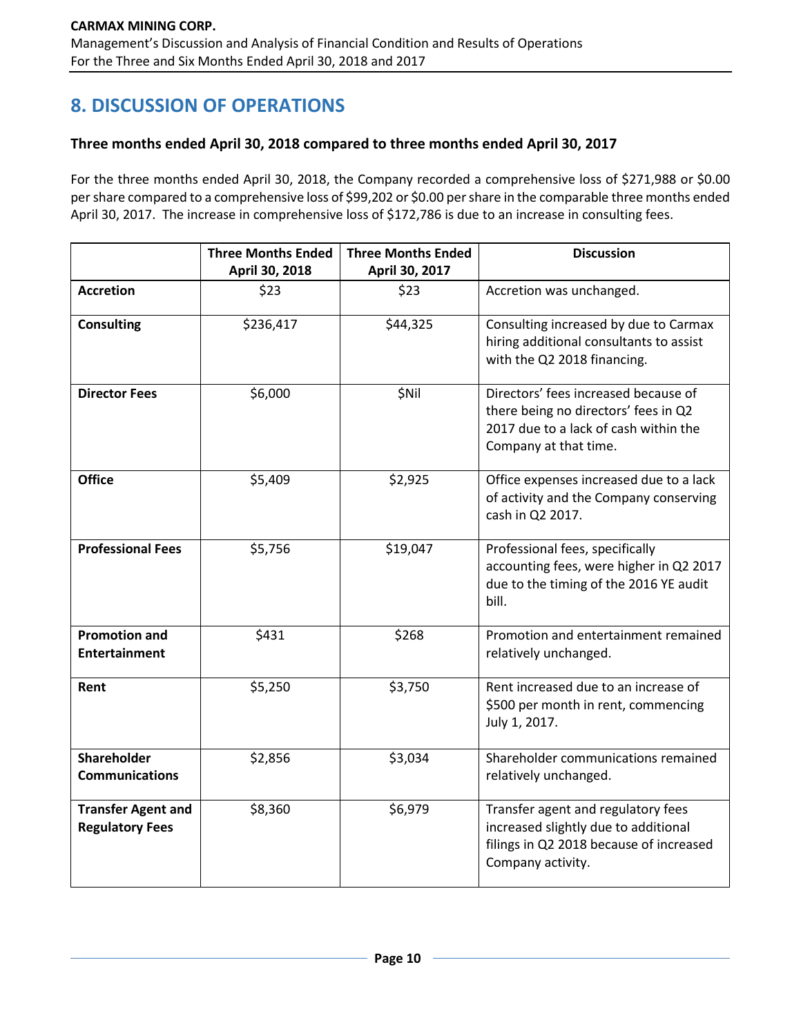## 8. DISCUSSION OF OPERATIONS

### Three months ended April 30, 2018 compared to three months ended April 30, 2017

For the three months ended April 30, 2018, the Company recorded a comprehensive loss of $271,988 or $0.00 per share compared to a comprehensive loss of $99,202 or $0.00 per share in the comparable three months ended April 30, 2017. The increase in comprehensive loss of $172,786 is due to an increase in consulting fees.

| | Three Months Ended April 30, 2018 | Three Months Ended April 30, 2017 | Discussion |
|---|---|---|---|
| **Accretion** | $23 | $23 | Accretion was unchanged. |
| **Consulting** | $236,417 | $44,325 | Consulting increased by due to Carmax hiring additional consultants to assist with the Q2 2018 financing. |
| **Director Fees** | $6,000 | $Nil | Directors' fees increased because of there being no directors' fees in Q2 2017 due to a lack of cash within the Company at that time. |
| **Office** | $5,409 | $2,925 | Office expenses increased due to a lack of activity and the Company conserving cash in Q2 2017. |
| **Professional Fees** | $5,756 | $19,047 | Professional fees, specifically accounting fees, were higher in Q2 2017 due to the timing of the 2016 YE audit bill. |
| **Promotion and Entertainment** | $431 | $268 | Promotion and entertainment remained relatively unchanged. |
| **Rent** | $5,250 | $3,750 | Rent increased due to an increase of $500 per month in rent, commencing July 1, 2017. |
| **Shareholder Communications** | $2,856 | $3,034 | Shareholder communications remained relatively unchanged. |
| **Transfer Agent and Regulatory Fees** | $8,360 | $6,979 | Transfer agent and regulatory fees increased slightly due to additional filings in Q2 2018 because of increased Company activity. |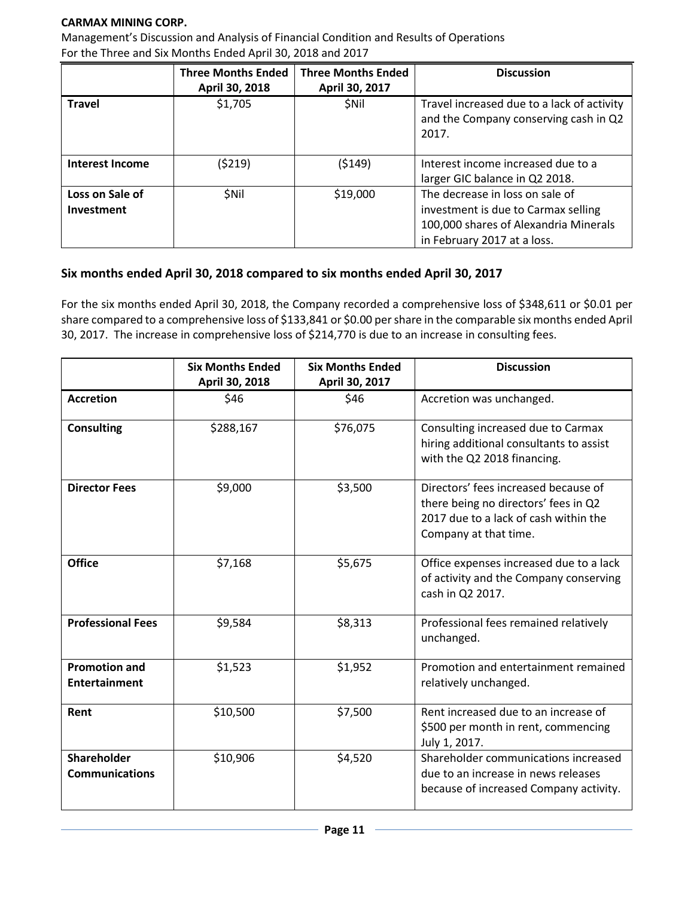| | Three Months Ended April 30, 2018 | Three Months Ended April 30, 2017 | Discussion |
|---|---|---|---|
| **Travel** | $1,705 | $Nil | Travel increased due to a lack of activity and the Company conserving cash in Q2 2017. |
| **Interest Income** | ($219) | ($149) | Interest income increased due to a larger GIC balance in Q2 2018. |
| **Loss on Sale of Investment** | $Nil | $19,000 | The decrease in loss on sale of investment is due to Carmax selling 100,000 shares of Alexandria Minerals in February 2017 at a loss. |

## Six months ended April 30, 2018 compared to six months ended April 30, 2017

For the six months ended April 30, 2018, the Company recorded a comprehensive loss of $348,611 or $0.01 per share compared to a comprehensive loss of $133,841 or $0.00 per share in the comparable six months ended April 30, 2017. The increase in comprehensive loss of $214,770 is due to an increase in consulting fees.

| | Six Months Ended April 30, 2018 | Six Months Ended April 30, 2017 | Discussion |
|---|---|---|---|
| **Accretion** | $46 | $46 | Accretion was unchanged. |
| **Consulting** | $288,167 | $76,075 | Consulting increased due to Carmax hiring additional consultants to assist with the Q2 2018 financing. |
| **Director Fees** | $9,000 | $3,500 | Directors' fees increased because of there being no directors' fees in Q2 2017 due to a lack of cash within the Company at that time. |
| **Office** | $7,168 | $5,675 | Office expenses increased due to a lack of activity and the Company conserving cash in Q2 2017. |
| **Professional Fees** | $9,584 | $8,313 | Professional fees remained relatively unchanged. |
| **Promotion and Entertainment** | $1,523 | $1,952 | Promotion and entertainment remained relatively unchanged. |
| **Rent** | $10,500 | $7,500 | Rent increased due to an increase of $500 per month in rent, commencing July 1, 2017. |
| **Shareholder Communications** | $10,906 | $4,520 | Shareholder communications increased due to an increase in news releases because of increased Company activity. |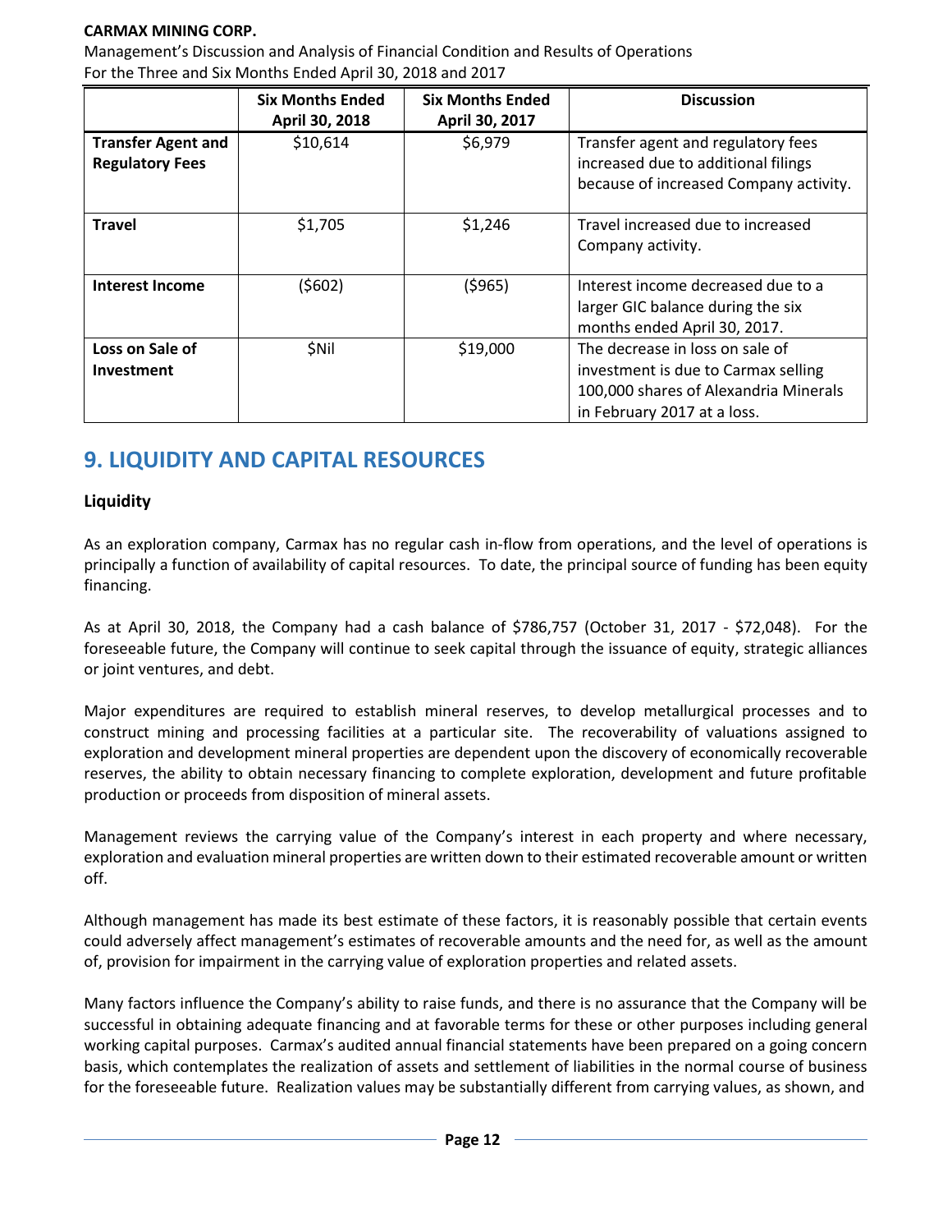| | Six Months Ended April 30, 2018 | Six Months Ended April 30, 2017 | Discussion |
|---|---|---|---|
| **Transfer Agent and Regulatory Fees** | $10,614 | $6,979 | Transfer agent and regulatory fees increased due to additional filings because of increased Company activity. |
| **Travel** | $1,705 | $1,246 | Travel increased due to increased Company activity. |
| **Interest Income** | ($602) | ($965) | Interest income decreased due to a larger GIC balance during the six months ended April 30, 2017. |
| **Loss on Sale of Investment** | $Nil | $19,000 | The decrease in loss on sale of investment is due to Carmax selling 100,000 shares of Alexandria Minerals in February 2017 at a loss. |

# 9. LIQUIDITY AND CAPITAL RESOURCES

### Liquidity

As an exploration company, Carmax has no regular cash in-flow from operations, and the level of operations is principally a function of availability of capital resources. To date, the principal source of funding has been equity financing.

As at April 30, 2018, the Company had a cash balance of $786,757 (October 31, 2017 - $72,048). For the foreseeable future, the Company will continue to seek capital through the issuance of equity, strategic alliances or joint ventures, and debt.

Major expenditures are required to establish mineral reserves, to develop metallurgical processes and to construct mining and processing facilities at a particular site. The recoverability of valuations assigned to exploration and development mineral properties are dependent upon the discovery of economically recoverable reserves, the ability to obtain necessary financing to complete exploration, development and future profitable production or proceeds from disposition of mineral assets.

Management reviews the carrying value of the Company's interest in each property and where necessary, exploration and evaluation mineral properties are written down to their estimated recoverable amount or written off.

Although management has made its best estimate of these factors, it is reasonably possible that certain events could adversely affect management's estimates of recoverable amounts and the need for, as well as the amount of, provision for impairment in the carrying value of exploration properties and related assets.

Many factors influence the Company's ability to raise funds, and there is no assurance that the Company will be successful in obtaining adequate financing and at favorable terms for these or other purposes including general working capital purposes. Carmax's audited annual financial statements have been prepared on a going concern basis, which contemplates the realization of assets and settlement of liabilities in the normal course of business for the foreseeable future. Realization values may be substantially different from carrying values, as shown, and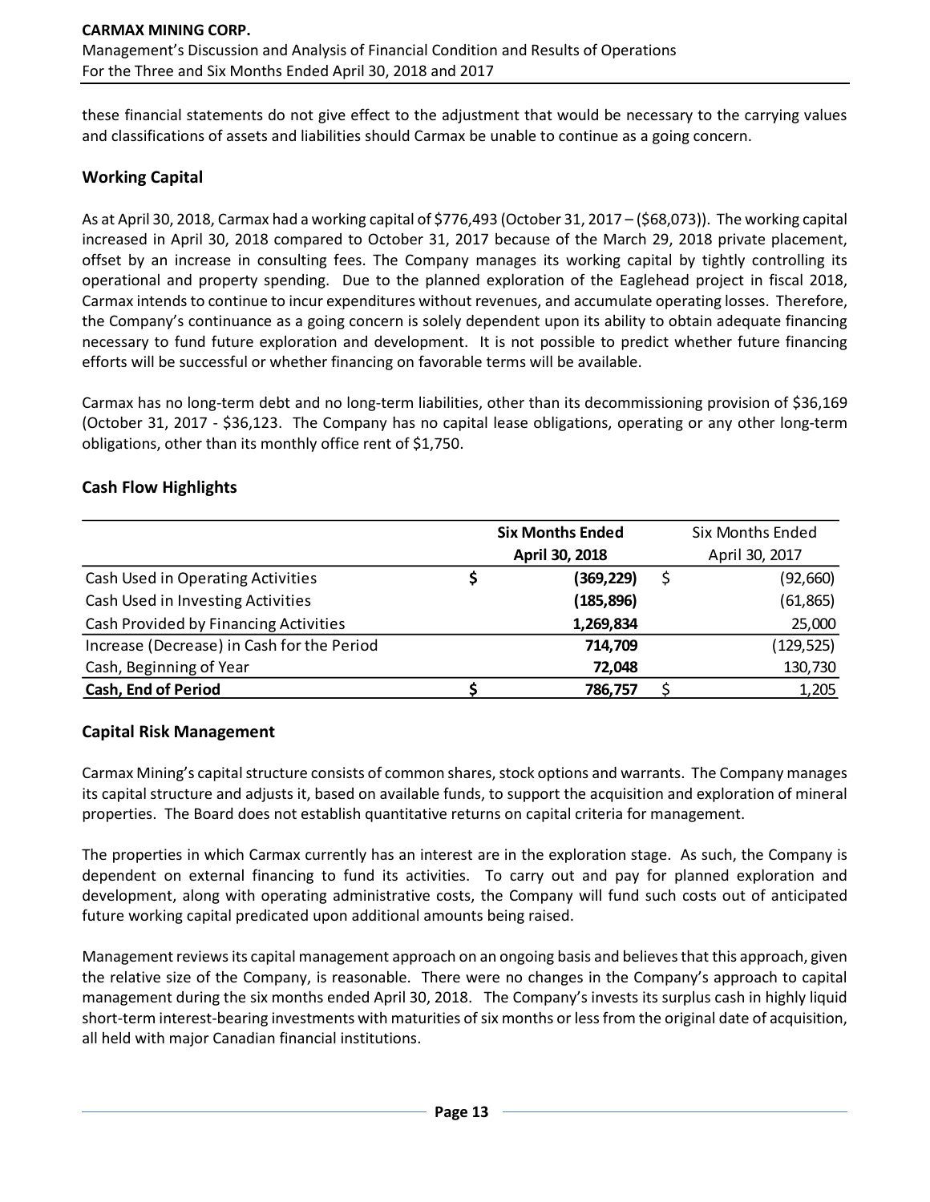these financial statements do not give effect to the adjustment that would be necessary to the carrying values and classifications of assets and liabilities should Carmax be unable to continue as a going concern.

## Working Capital

As at April 30, 2018, Carmax had a working capital of $776,493 (October 31, 2017 – ($68,073)). The working capital increased in April 30, 2018 compared to October 31, 2017 because of the March 29, 2018 private placement, offset by an increase in consulting fees. The Company manages its working capital by tightly controlling its operational and property spending. Due to the planned exploration of the Eaglehead project in fiscal 2018, Carmax intends to continue to incur expenditures without revenues, and accumulate operating losses. Therefore, the Company's continuance as a going concern is solely dependent upon its ability to obtain adequate financing necessary to fund future exploration and development. It is not possible to predict whether future financing efforts will be successful or whether financing on favorable terms will be available.

Carmax has no long-term debt and no long-term liabilities, other than its decommissioning provision of $36,169 (October 31, 2017 - $36,123. The Company has no capital lease obligations, operating or any other long-term obligations, other than its monthly office rent of $1,750.

## Cash Flow Highlights

| | **Six Months Ended April 30, 2018** | Six Months Ended April 30, 2017 |
|---|---|---|
| Cash Used in Operating Activities | **$ (369,229)** | $ (92,660) |
| Cash Used in Investing Activities | **(185,896)** | (61,865) |
| Cash Provided by Financing Activities | **1,269,834** | 25,000 |
| Increase (Decrease) in Cash for the Period | **714,709** | (129,525) |
| Cash, Beginning of Year | **72,048** | 130,730 |
| **Cash, End of Period** | **$ 786,757** | $ 1,205 |

## Capital Risk Management

Carmax Mining's capital structure consists of common shares, stock options and warrants. The Company manages its capital structure and adjusts it, based on available funds, to support the acquisition and exploration of mineral properties. The Board does not establish quantitative returns on capital criteria for management.

The properties in which Carmax currently has an interest are in the exploration stage. As such, the Company is dependent on external financing to fund its activities. To carry out and pay for planned exploration and development, along with operating administrative costs, the Company will fund such costs out of anticipated future working capital predicated upon additional amounts being raised.

Management reviews its capital management approach on an ongoing basis and believes that this approach, given the relative size of the Company, is reasonable. There were no changes in the Company's approach to capital management during the six months ended April 30, 2018. The Company's invests its surplus cash in highly liquid short-term interest-bearing investments with maturities of six months or less from the original date of acquisition, all held with major Canadian financial institutions.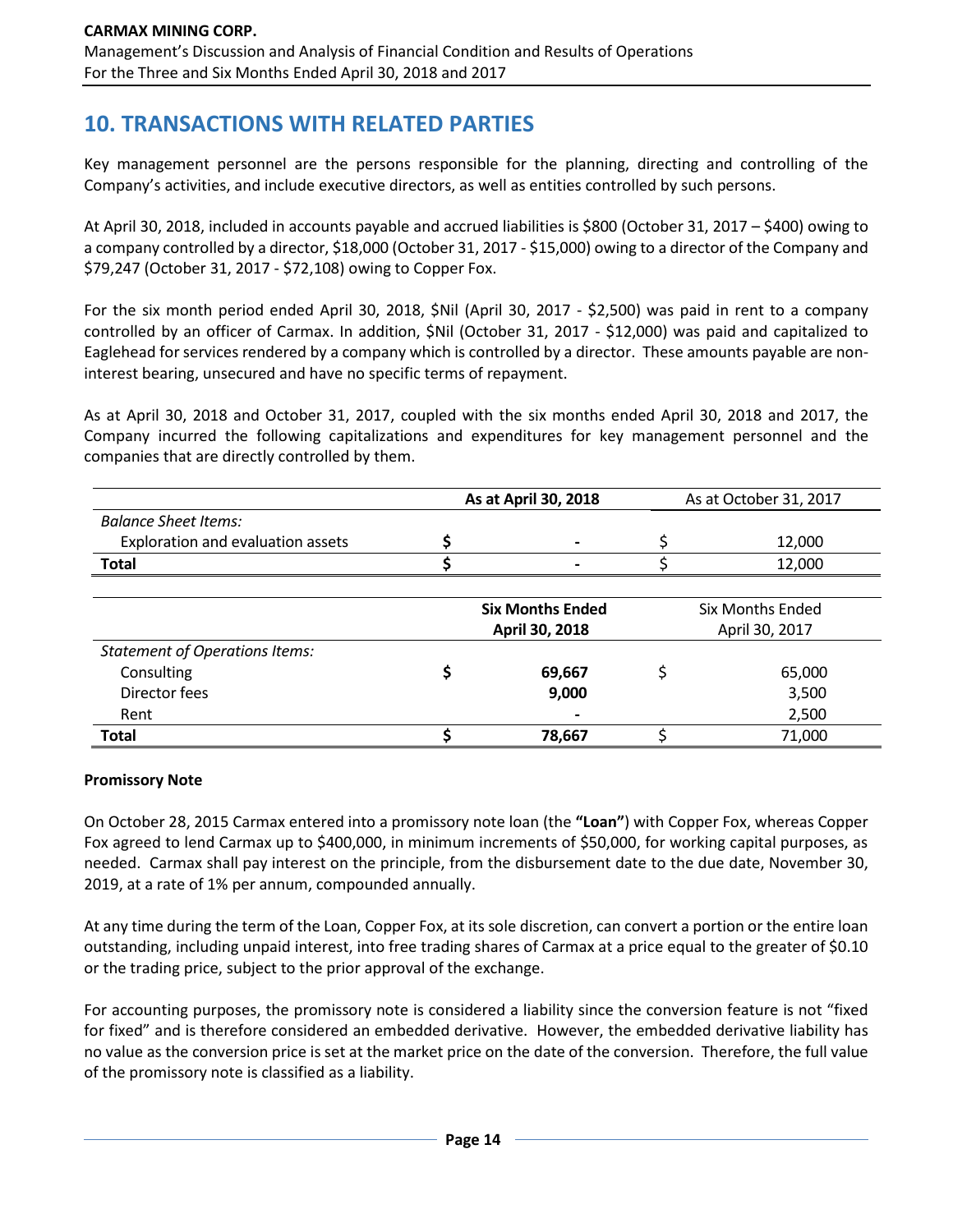## 10. TRANSACTIONS WITH RELATED PARTIES

Key management personnel are the persons responsible for the planning, directing and controlling of the Company's activities, and include executive directors, as well as entities controlled by such persons.

At April 30, 2018, included in accounts payable and accrued liabilities is $800 (October 31, 2017 – $400) owing to a company controlled by a director, $18,000 (October 31, 2017 - $15,000) owing to a director of the Company and $79,247 (October 31, 2017 - $72,108) owing to Copper Fox.

For the six month period ended April 30, 2018, $Nil (April 30, 2017 - $2,500) was paid in rent to a company controlled by an officer of Carmax. In addition, $Nil (October 31, 2017 - $12,000) was paid and capitalized to Eaglehead for services rendered by a company which is controlled by a director. These amounts payable are non-interest bearing, unsecured and have no specific terms of repayment.

As at April 30, 2018 and October 31, 2017, coupled with the six months ended April 30, 2018 and 2017, the Company incurred the following capitalizations and expenditures for key management personnel and the companies that are directly controlled by them.

| | **As at April 30, 2018** | As at October 31, 2017 |
|---|---|---|
| *Balance Sheet Items:* | | |
| Exploration and evaluation assets | $ - | $ 12,000 |
| **Total** | $ - | $ 12,000 |

| | **Six Months Ended April 30, 2018** | Six Months Ended April 30, 2017 |
|---|---|---|
| *Statement of Operations Items:* | | |
| Consulting | $ **69,667** | $ 65,000 |
| Director fees | **9,000** | 3,500 |
| Rent | - | 2,500 |
| **Total** | $ **78,667** | $ 71,000 |

**Promissory Note**

On October 28, 2015 Carmax entered into a promissory note loan (the **"Loan"**) with Copper Fox, whereas Copper Fox agreed to lend Carmax up to $400,000, in minimum increments of $50,000, for working capital purposes, as needed. Carmax shall pay interest on the principle, from the disbursement date to the due date, November 30, 2019, at a rate of 1% per annum, compounded annually.

At any time during the term of the Loan, Copper Fox, at its sole discretion, can convert a portion or the entire loan outstanding, including unpaid interest, into free trading shares of Carmax at a price equal to the greater of $0.10 or the trading price, subject to the prior approval of the exchange.

For accounting purposes, the promissory note is considered a liability since the conversion feature is not "fixed for fixed" and is therefore considered an embedded derivative. However, the embedded derivative liability has no value as the conversion price is set at the market price on the date of the conversion. Therefore, the full value of the promissory note is classified as a liability.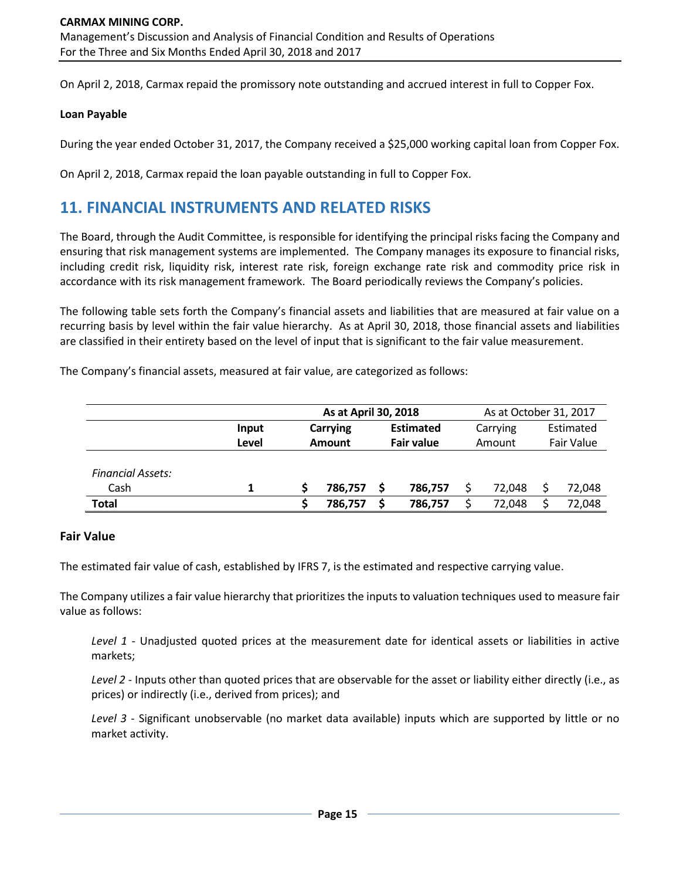On April 2, 2018, Carmax repaid the promissory note outstanding and accrued interest in full to Copper Fox.

**Loan Payable**

During the year ended October 31, 2017, the Company received a $25,000 working capital loan from Copper Fox.

On April 2, 2018, Carmax repaid the loan payable outstanding in full to Copper Fox.

## 11. FINANCIAL INSTRUMENTS AND RELATED RISKS

The Board, through the Audit Committee, is responsible for identifying the principal risks facing the Company and ensuring that risk management systems are implemented. The Company manages its exposure to financial risks, including credit risk, liquidity risk, interest rate risk, foreign exchange rate risk and commodity price risk in accordance with its risk management framework. The Board periodically reviews the Company's policies.

The following table sets forth the Company's financial assets and liabilities that are measured at fair value on a recurring basis by level within the fair value hierarchy. As at April 30, 2018, those financial assets and liabilities are classified in their entirety based on the level of input that is significant to the fair value measurement.

The Company's financial assets, measured at fair value, are categorized as follows:

| | | **As at April 30, 2018** | | As at October 31, 2017 | |
|---|---|---|---|---|---|
| | **Input Level** | **Carrying Amount** | **Estimated Fair value** | Carrying Amount | Estimated Fair Value |
| *Financial Assets:* | | | | | |
| Cash | **1** | **$ 786,757** | **$ 786,757** | $ 72,048 | $ 72,048 |
| **Total** | | **$ 786,757** | **$ 786,757** | $ 72,048 | $ 72,048 |

### Fair Value

The estimated fair value of cash, established by IFRS 7, is the estimated and respective carrying value.

The Company utilizes a fair value hierarchy that prioritizes the inputs to valuation techniques used to measure fair value as follows:

*Level 1* - Unadjusted quoted prices at the measurement date for identical assets or liabilities in active markets;

*Level 2* - Inputs other than quoted prices that are observable for the asset or liability either directly (i.e., as prices) or indirectly (i.e., derived from prices); and

*Level 3* - Significant unobservable (no market data available) inputs which are supported by little or no market activity.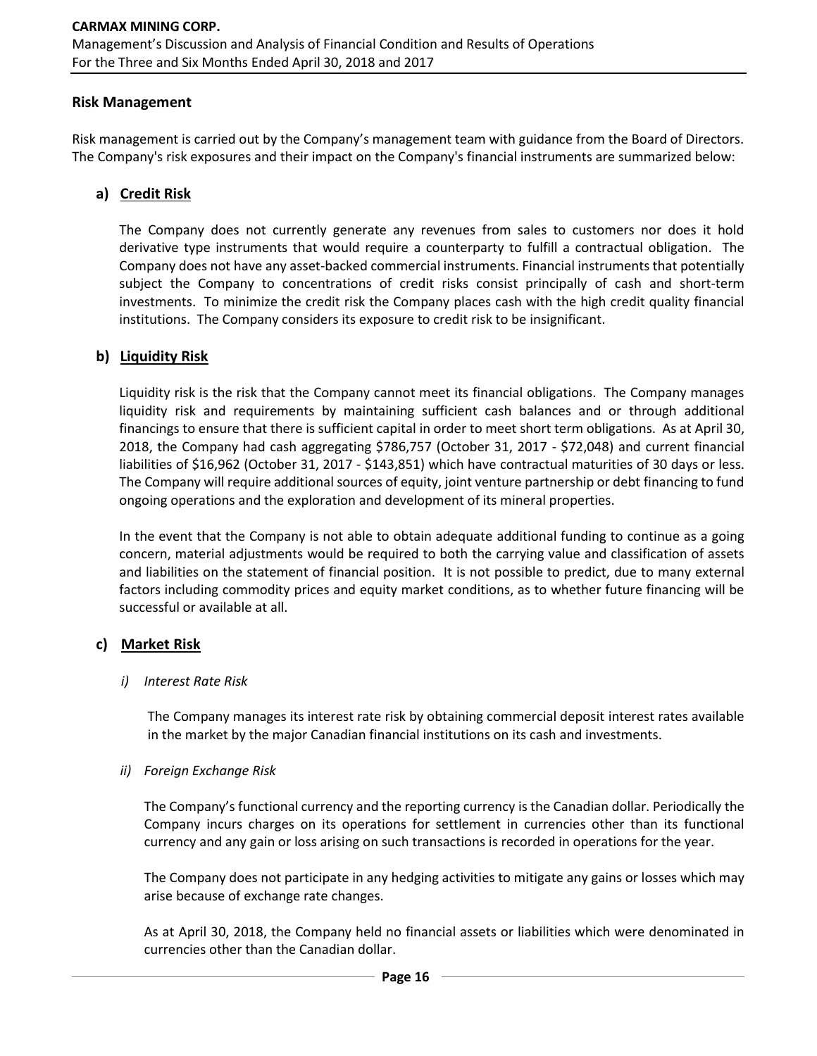## Risk Management

Risk management is carried out by the Company's management team with guidance from the Board of Directors. The Company's risk exposures and their impact on the Company's financial instruments are summarized below:

### a) Credit Risk

The Company does not currently generate any revenues from sales to customers nor does it hold derivative type instruments that would require a counterparty to fulfill a contractual obligation. The Company does not have any asset-backed commercial instruments. Financial instruments that potentially subject the Company to concentrations of credit risks consist principally of cash and short-term investments. To minimize the credit risk the Company places cash with the high credit quality financial institutions. The Company considers its exposure to credit risk to be insignificant.

### b) Liquidity Risk

Liquidity risk is the risk that the Company cannot meet its financial obligations. The Company manages liquidity risk and requirements by maintaining sufficient cash balances and or through additional financings to ensure that there is sufficient capital in order to meet short term obligations. As at April 30, 2018, the Company had cash aggregating $786,757 (October 31, 2017 - $72,048) and current financial liabilities of $16,962 (October 31, 2017 - $143,851) which have contractual maturities of 30 days or less. The Company will require additional sources of equity, joint venture partnership or debt financing to fund ongoing operations and the exploration and development of its mineral properties.

In the event that the Company is not able to obtain adequate additional funding to continue as a going concern, material adjustments would be required to both the carrying value and classification of assets and liabilities on the statement of financial position. It is not possible to predict, due to many external factors including commodity prices and equity market conditions, as to whether future financing will be successful or available at all.

### c) Market Risk

*i) Interest Rate Risk*

The Company manages its interest rate risk by obtaining commercial deposit interest rates available in the market by the major Canadian financial institutions on its cash and investments.

*ii) Foreign Exchange Risk*

The Company's functional currency and the reporting currency is the Canadian dollar. Periodically the Company incurs charges on its operations for settlement in currencies other than its functional currency and any gain or loss arising on such transactions is recorded in operations for the year.

The Company does not participate in any hedging activities to mitigate any gains or losses which may arise because of exchange rate changes.

As at April 30, 2018, the Company held no financial assets or liabilities which were denominated in currencies other than the Canadian dollar.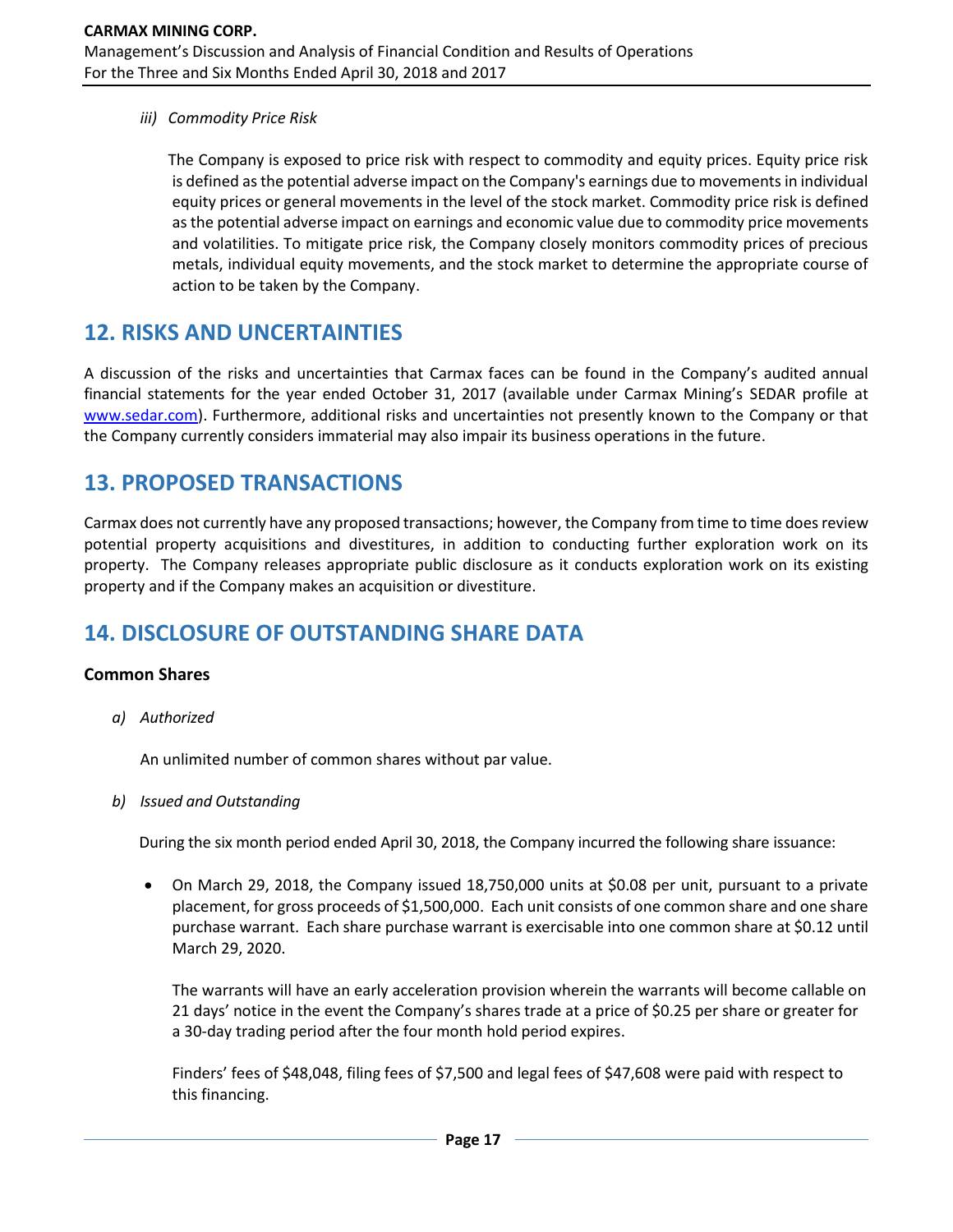*iii) Commodity Price Risk*

The Company is exposed to price risk with respect to commodity and equity prices. Equity price risk is defined as the potential adverse impact on the Company's earnings due to movements in individual equity prices or general movements in the level of the stock market. Commodity price risk is defined as the potential adverse impact on earnings and economic value due to commodity price movements and volatilities. To mitigate price risk, the Company closely monitors commodity prices of precious metals, individual equity movements, and the stock market to determine the appropriate course of action to be taken by the Company.

## 12. RISKS AND UNCERTAINTIES

A discussion of the risks and uncertainties that Carmax faces can be found in the Company's audited annual financial statements for the year ended October 31, 2017 (available under Carmax Mining's SEDAR profile at www.sedar.com). Furthermore, additional risks and uncertainties not presently known to the Company or that the Company currently considers immaterial may also impair its business operations in the future.

## 13. PROPOSED TRANSACTIONS

Carmax does not currently have any proposed transactions; however, the Company from time to time does review potential property acquisitions and divestitures, in addition to conducting further exploration work on its property. The Company releases appropriate public disclosure as it conducts exploration work on its existing property and if the Company makes an acquisition or divestiture.

## 14. DISCLOSURE OF OUTSTANDING SHARE DATA

### Common Shares

*a) Authorized*

An unlimited number of common shares without par value.

*b) Issued and Outstanding*

During the six month period ended April 30, 2018, the Company incurred the following share issuance:

- On March 29, 2018, the Company issued 18,750,000 units at $0.08 per unit, pursuant to a private placement, for gross proceeds of $1,500,000. Each unit consists of one common share and one share purchase warrant. Each share purchase warrant is exercisable into one common share at $0.12 until March 29, 2020.

  The warrants will have an early acceleration provision wherein the warrants will become callable on 21 days' notice in the event the Company's shares trade at a price of $0.25 per share or greater for a 30-day trading period after the four month hold period expires.

  Finders' fees of $48,048, filing fees of $7,500 and legal fees of $47,608 were paid with respect to this financing.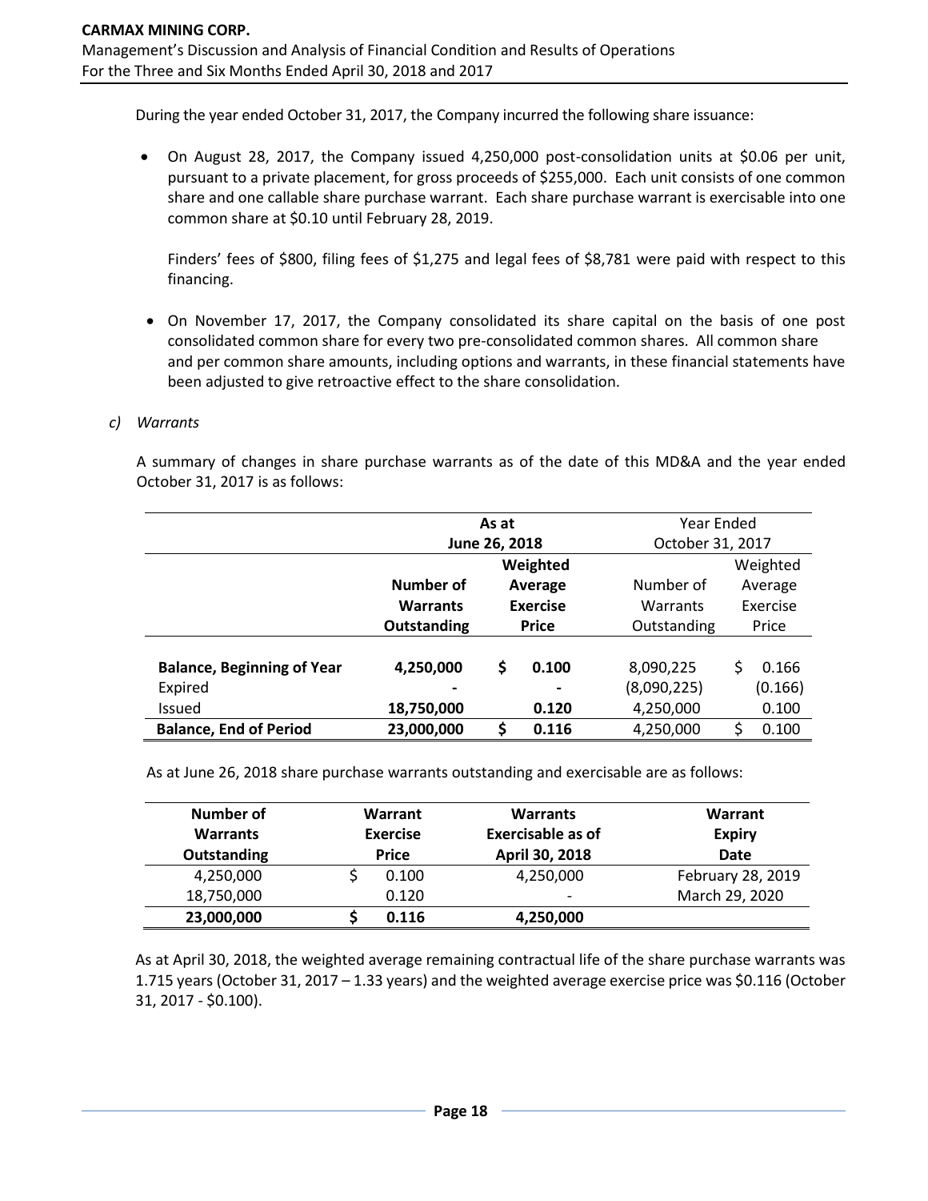During the year ended October 31, 2017, the Company incurred the following share issuance:

- On August 28, 2017, the Company issued 4,250,000 post-consolidation units at $0.06 per unit, pursuant to a private placement, for gross proceeds of $255,000. Each unit consists of one common share and one callable share purchase warrant. Each share purchase warrant is exercisable into one common share at $0.10 until February 28, 2019.

  Finders' fees of $800, filing fees of $1,275 and legal fees of $8,781 were paid with respect to this financing.

- On November 17, 2017, the Company consolidated its share capital on the basis of one post consolidated common share for every two pre-consolidated common shares. All common share and per common share amounts, including options and warrants, in these financial statements have been adjusted to give retroactive effect to the share consolidation.

*c) Warrants*

A summary of changes in share purchase warrants as of the date of this MD&A and the year ended October 31, 2017 is as follows:

| | **As at June 26, 2018** | | Year Ended October 31, 2017 | |
|---|---|---|---|---|
| | **Number of Warrants Outstanding** | **Weighted Average Exercise Price** | Number of Warrants Outstanding | Weighted Average Exercise Price |
| **Balance, Beginning of Year** | **4,250,000** | **$ 0.100** | 8,090,225 | $ 0.166 |
| Expired | **-** | **-** | (8,090,225) | (0.166) |
| Issued | **18,750,000** | **0.120** | 4,250,000 | 0.100 |
| **Balance, End of Period** | **23,000,000** | **$ 0.116** | 4,250,000 | $ 0.100 |

As at June 26, 2018 share purchase warrants outstanding and exercisable are as follows:

| **Number of Warrants Outstanding** | **Warrant Exercise Price** | **Warrants Exercisable as of April 30, 2018** | **Warrant Expiry Date** |
|---|---|---|---|
| 4,250,000 | $ 0.100 | 4,250,000 | February 28, 2019 |
| 18,750,000 | 0.120 | - | March 29, 2020 |
| **23,000,000** | **$ 0.116** | **4,250,000** | |

As at April 30, 2018, the weighted average remaining contractual life of the share purchase warrants was 1.715 years (October 31, 2017 – 1.33 years) and the weighted average exercise price was $0.116 (October 31, 2017 - $0.100).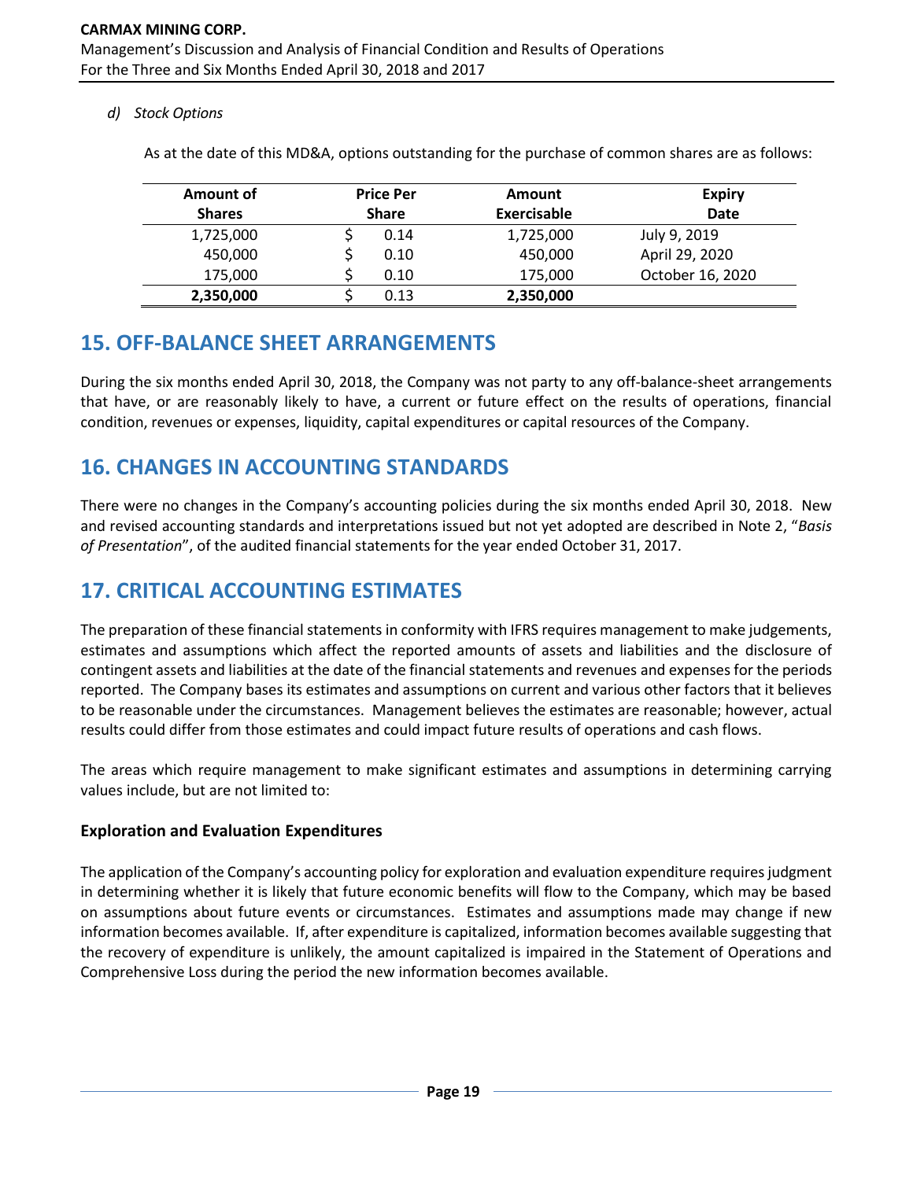*d) Stock Options*

As at the date of this MD&A, options outstanding for the purchase of common shares are as follows:

| Amount of Shares | Price Per Share | Amount Exercisable | Expiry Date |
|---|---|---|---|
| 1,725,000 | $ 0.14 | 1,725,000 | July 9, 2019 |
| 450,000 | $ 0.10 | 450,000 | April 29, 2020 |
| 175,000 | $ 0.10 | 175,000 | October 16, 2020 |
| **2,350,000** | $ 0.13 | **2,350,000** | |

## 15. OFF-BALANCE SHEET ARRANGEMENTS

During the six months ended April 30, 2018, the Company was not party to any off-balance-sheet arrangements that have, or are reasonably likely to have, a current or future effect on the results of operations, financial condition, revenues or expenses, liquidity, capital expenditures or capital resources of the Company.

## 16. CHANGES IN ACCOUNTING STANDARDS

There were no changes in the Company's accounting policies during the six months ended April 30, 2018. New and revised accounting standards and interpretations issued but not yet adopted are described in Note 2, "*Basis of Presentation*", of the audited financial statements for the year ended October 31, 2017.

## 17. CRITICAL ACCOUNTING ESTIMATES

The preparation of these financial statements in conformity with IFRS requires management to make judgements, estimates and assumptions which affect the reported amounts of assets and liabilities and the disclosure of contingent assets and liabilities at the date of the financial statements and revenues and expenses for the periods reported. The Company bases its estimates and assumptions on current and various other factors that it believes to be reasonable under the circumstances. Management believes the estimates are reasonable; however, actual results could differ from those estimates and could impact future results of operations and cash flows.

The areas which require management to make significant estimates and assumptions in determining carrying values include, but are not limited to:

**Exploration and Evaluation Expenditures**

The application of the Company's accounting policy for exploration and evaluation expenditure requires judgment in determining whether it is likely that future economic benefits will flow to the Company, which may be based on assumptions about future events or circumstances. Estimates and assumptions made may change if new information becomes available. If, after expenditure is capitalized, information becomes available suggesting that the recovery of expenditure is unlikely, the amount capitalized is impaired in the Statement of Operations and Comprehensive Loss during the period the new information becomes available.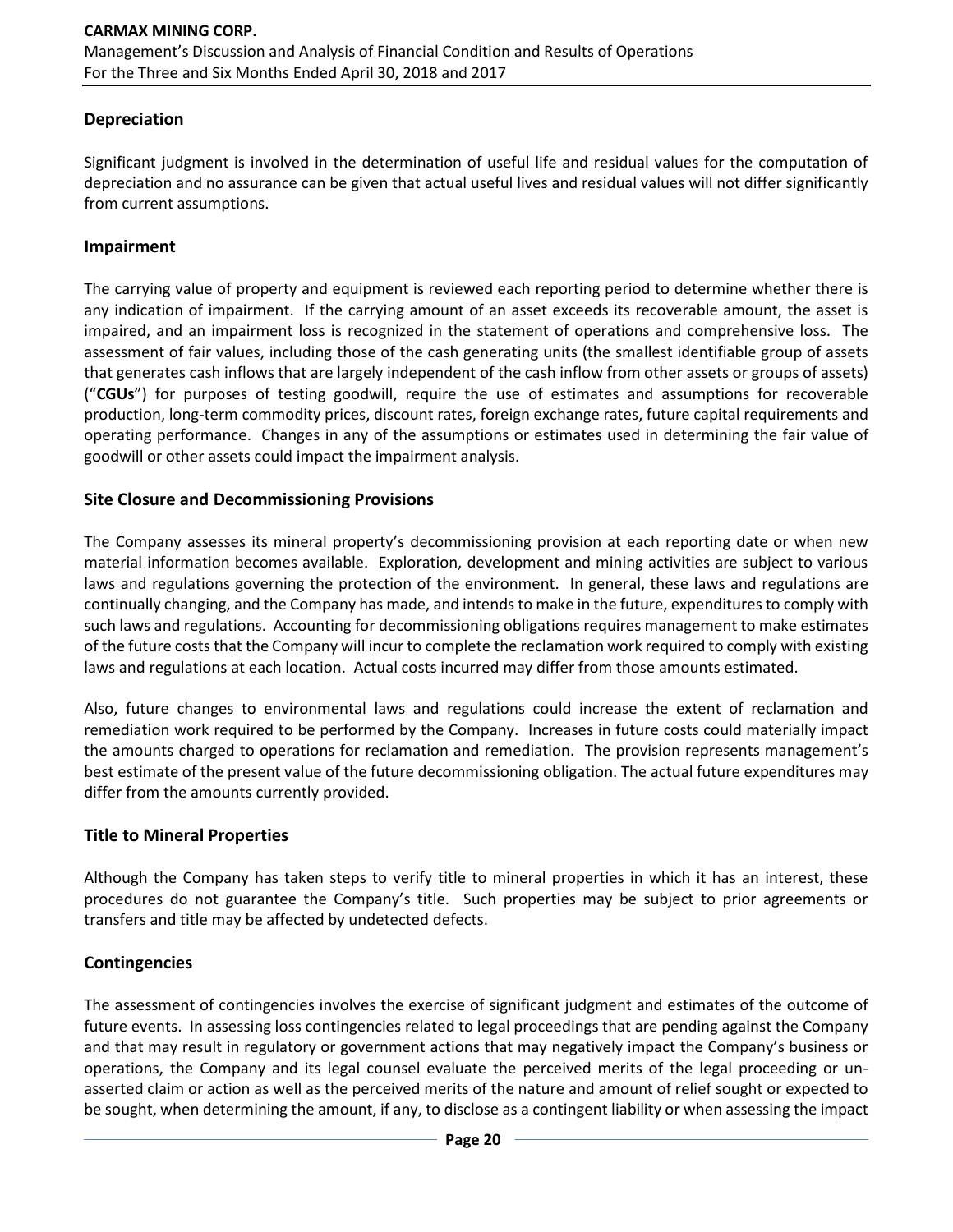## Depreciation

Significant judgment is involved in the determination of useful life and residual values for the computation of depreciation and no assurance can be given that actual useful lives and residual values will not differ significantly from current assumptions.

## Impairment

The carrying value of property and equipment is reviewed each reporting period to determine whether there is any indication of impairment. If the carrying amount of an asset exceeds its recoverable amount, the asset is impaired, and an impairment loss is recognized in the statement of operations and comprehensive loss. The assessment of fair values, including those of the cash generating units (the smallest identifiable group of assets that generates cash inflows that are largely independent of the cash inflow from other assets or groups of assets) ("**CGUs**") for purposes of testing goodwill, require the use of estimates and assumptions for recoverable production, long-term commodity prices, discount rates, foreign exchange rates, future capital requirements and operating performance. Changes in any of the assumptions or estimates used in determining the fair value of goodwill or other assets could impact the impairment analysis.

## Site Closure and Decommissioning Provisions

The Company assesses its mineral property's decommissioning provision at each reporting date or when new material information becomes available. Exploration, development and mining activities are subject to various laws and regulations governing the protection of the environment. In general, these laws and regulations are continually changing, and the Company has made, and intends to make in the future, expenditures to comply with such laws and regulations. Accounting for decommissioning obligations requires management to make estimates of the future costs that the Company will incur to complete the reclamation work required to comply with existing laws and regulations at each location. Actual costs incurred may differ from those amounts estimated.

Also, future changes to environmental laws and regulations could increase the extent of reclamation and remediation work required to be performed by the Company. Increases in future costs could materially impact the amounts charged to operations for reclamation and remediation. The provision represents management's best estimate of the present value of the future decommissioning obligation. The actual future expenditures may differ from the amounts currently provided.

## Title to Mineral Properties

Although the Company has taken steps to verify title to mineral properties in which it has an interest, these procedures do not guarantee the Company's title. Such properties may be subject to prior agreements or transfers and title may be affected by undetected defects.

## Contingencies

The assessment of contingencies involves the exercise of significant judgment and estimates of the outcome of future events. In assessing loss contingencies related to legal proceedings that are pending against the Company and that may result in regulatory or government actions that may negatively impact the Company's business or operations, the Company and its legal counsel evaluate the perceived merits of the legal proceeding or un-asserted claim or action as well as the perceived merits of the nature and amount of relief sought or expected to be sought, when determining the amount, if any, to disclose as a contingent liability or when assessing the impact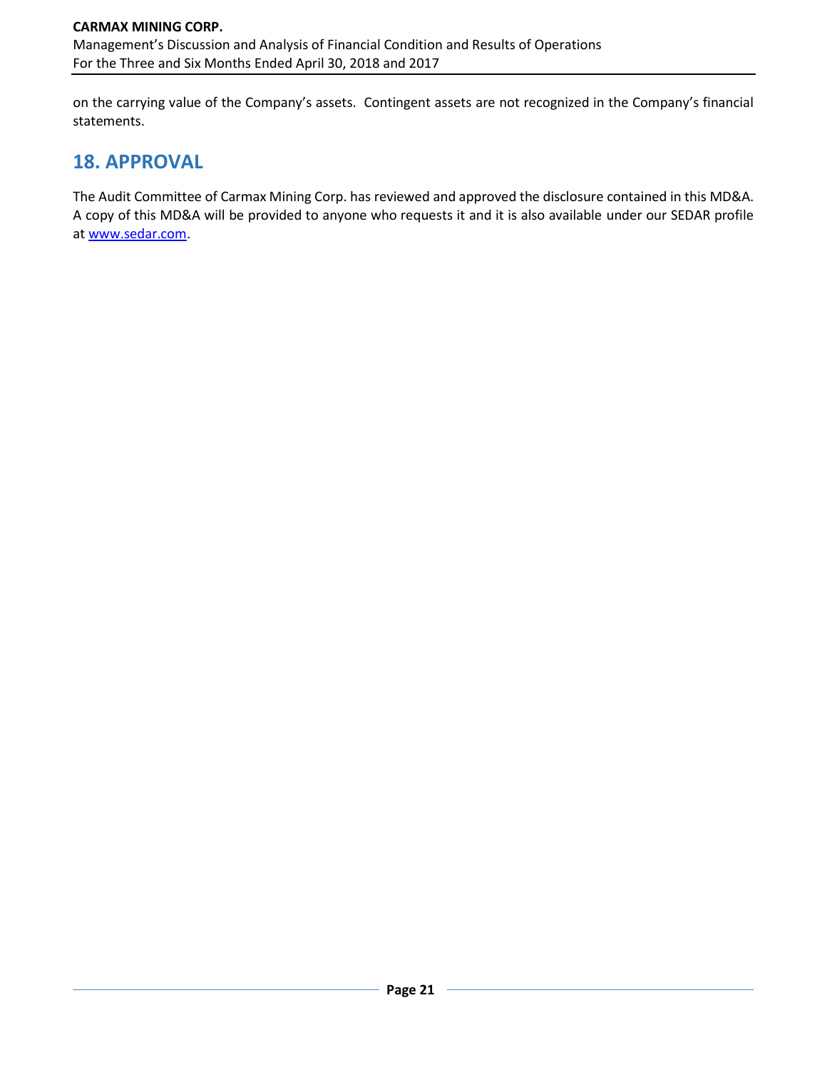on the carrying value of the Company's assets. Contingent assets are not recognized in the Company's financial statements.

## 18. APPROVAL

The Audit Committee of Carmax Mining Corp. has reviewed and approved the disclosure contained in this MD&A. A copy of this MD&A will be provided to anyone who requests it and it is also available under our SEDAR profile at [www.sedar.com](http://www.sedar.com).